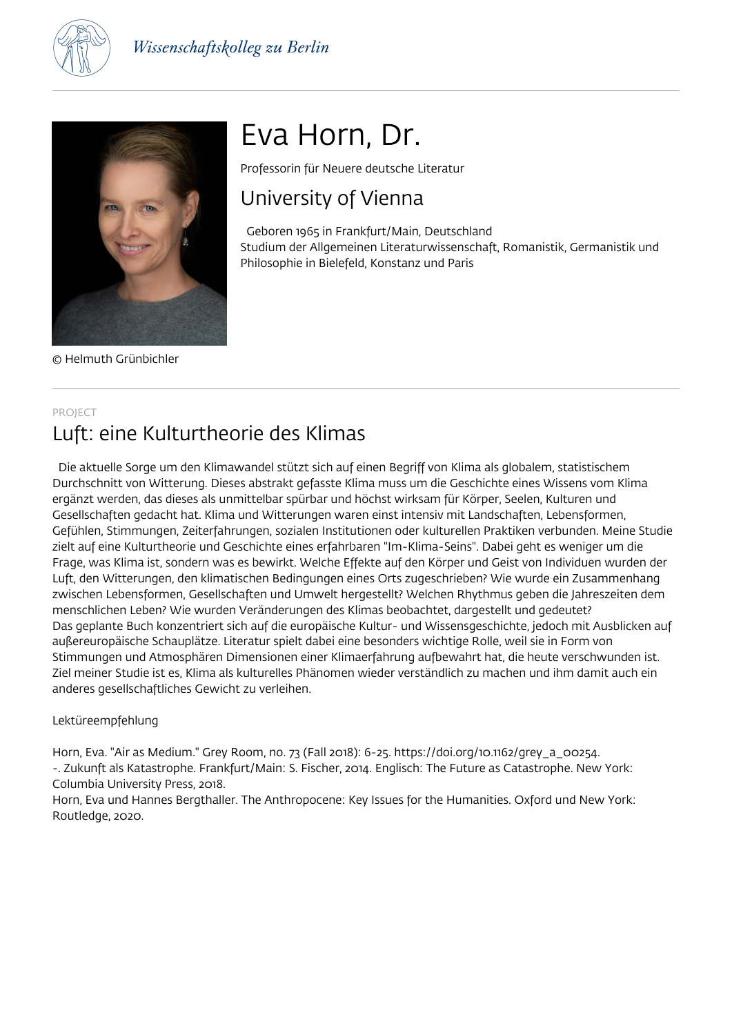Wissenschaftskolleg zu Berlin

# Eva Horn, Dr.

Professorin für Neuere deutsche Literatur

## University of Vienna

Geboren 1965 in Frankfurt/Main, Deutschland
Studium der Allgemeinen Literaturwissenschaft, Romanistik, Germanistik und Philosophie in Bielefeld, Konstanz und Paris

© Helmuth Grünbichler

PROJECT

## Luft: eine Kulturtheorie des Klimas

Die aktuelle Sorge um den Klimawandel stützt sich auf einen Begriff von Klima als globalem, statistischem Durchschnitt von Witterung. Dieses abstrakt gefasste Klima muss um die Geschichte eines Wissens vom Klima ergänzt werden, das dieses als unmittelbar spürbar und höchst wirksam für Körper, Seelen, Kulturen und Gesellschaften gedacht hat. Klima und Witterungen waren einst intensiv mit Landschaften, Lebensformen, Gefühlen, Stimmungen, Zeiterfahrungen, sozialen Institutionen oder kulturellen Praktiken verbunden. Meine Studie zielt auf eine Kulturtheorie und Geschichte eines erfahrbaren "Im-Klima-Seins". Dabei geht es weniger um die Frage, was Klima ist, sondern was es bewirkt. Welche Effekte auf den Körper und Geist von Individuen wurden der Luft, den Witterungen, den klimatischen Bedingungen eines Orts zugeschrieben? Wie wurde ein Zusammenhang zwischen Lebensformen, Gesellschaften und Umwelt hergestellt? Welchen Rhythmus geben die Jahreszeiten dem menschlichen Leben? Wie wurden Veränderungen des Klimas beobachtet, dargestellt und gedeutet?
Das geplante Buch konzentriert sich auf die europäische Kultur- und Wissensgeschichte, jedoch mit Ausblicken auf außereuropäische Schauplätze. Literatur spielt dabei eine besonders wichtige Rolle, weil sie in Form von Stimmungen und Atmosphären Dimensionen einer Klimaerfahrung aufbewahrt hat, die heute verschwunden ist. Ziel meiner Studie ist es, Klima als kulturelles Phänomen wieder verständlich zu machen und ihm damit auch ein anderes gesellschaftliches Gewicht zu verleihen.

Lektüreempfehlung

Horn, Eva. "Air as Medium." Grey Room, no. 73 (Fall 2018): 6-25. https://doi.org/10.1162/grey_a_00254.
-. Zukunft als Katastrophe. Frankfurt/Main: S. Fischer, 2014. Englisch: The Future as Catastrophe. New York: Columbia University Press, 2018.
Horn, Eva und Hannes Bergthaller. The Anthropocene: Key Issues for the Humanities. Oxford und New York: Routledge, 2020.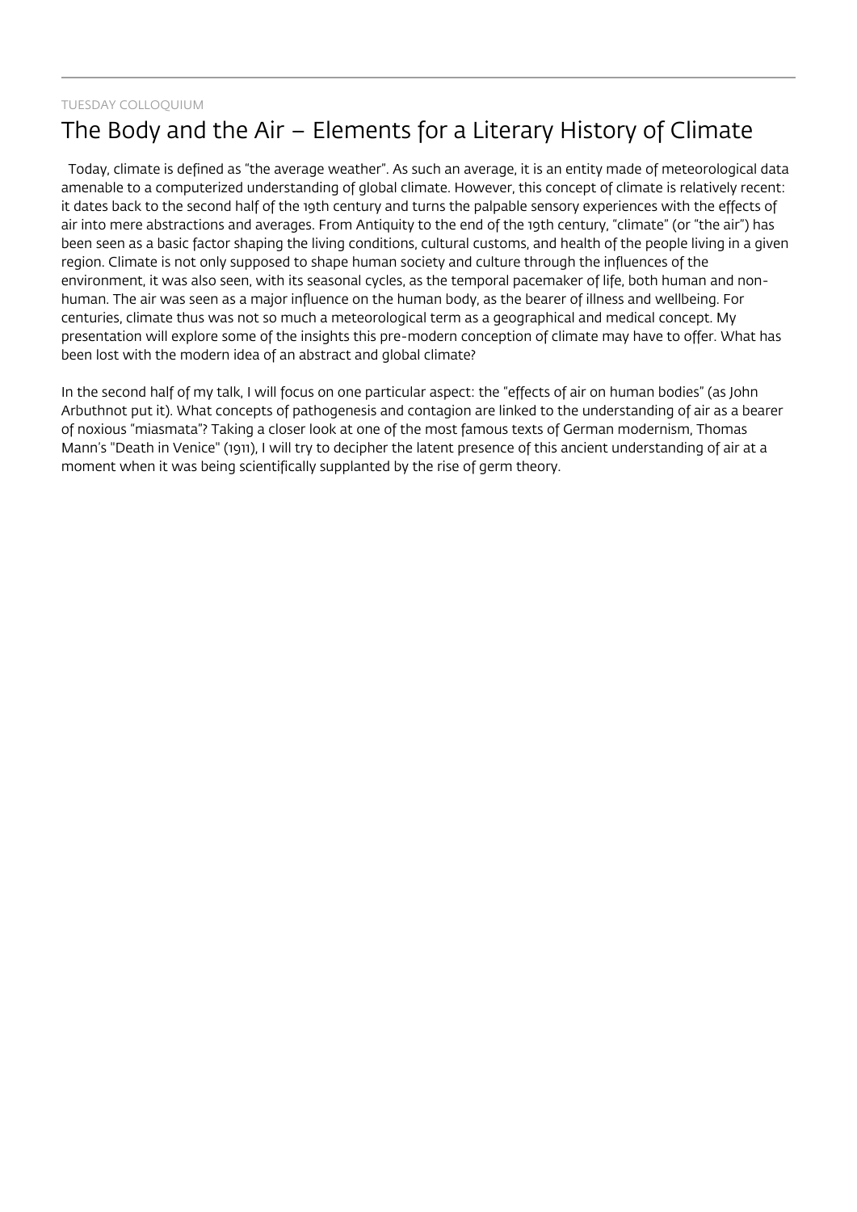TUESDAY COLLOQUIUM

# The Body and the Air – Elements for a Literary History of Climate

Today, climate is defined as "the average weather". As such an average, it is an entity made of meteorological data amenable to a computerized understanding of global climate. However, this concept of climate is relatively recent: it dates back to the second half of the 19th century and turns the palpable sensory experiences with the effects of air into mere abstractions and averages. From Antiquity to the end of the 19th century, "climate" (or "the air") has been seen as a basic factor shaping the living conditions, cultural customs, and health of the people living in a given region. Climate is not only supposed to shape human society and culture through the influences of the environment, it was also seen, with its seasonal cycles, as the temporal pacemaker of life, both human and non-human. The air was seen as a major influence on the human body, as the bearer of illness and wellbeing. For centuries, climate thus was not so much a meteorological term as a geographical and medical concept. My presentation will explore some of the insights this pre-modern conception of climate may have to offer. What has been lost with the modern idea of an abstract and global climate?

In the second half of my talk, I will focus on one particular aspect: the "effects of air on human bodies" (as John Arbuthnot put it). What concepts of pathogenesis and contagion are linked to the understanding of air as a bearer of noxious "miasmata"? Taking a closer look at one of the most famous texts of German modernism, Thomas Mann's "Death in Venice" (1911), I will try to decipher the latent presence of this ancient understanding of air at a moment when it was being scientifically supplanted by the rise of germ theory.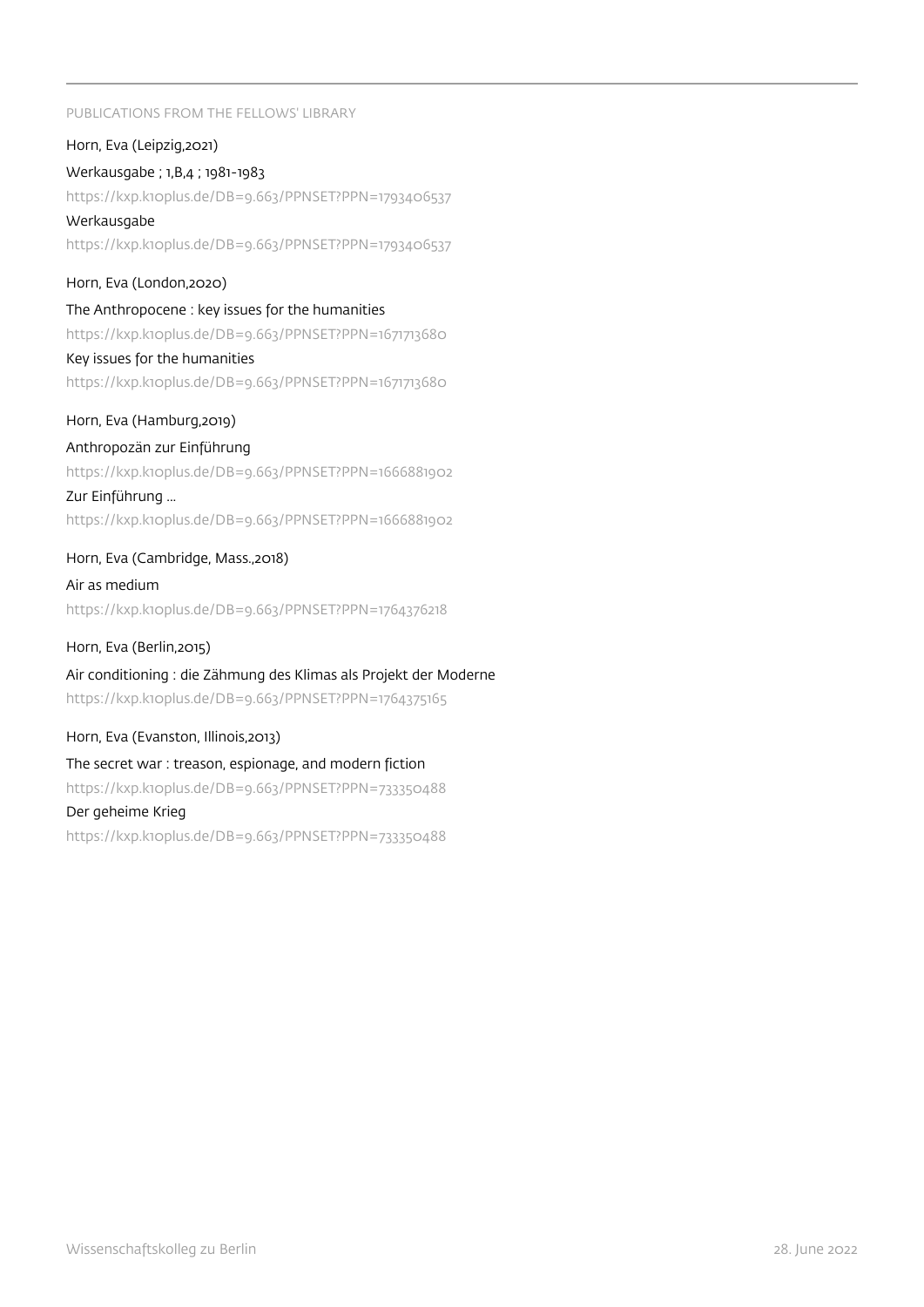PUBLICATIONS FROM THE FELLOWS' LIBRARY

Horn, Eva (Leipzig,2021)

Werkausgabe ; 1,B,4 ; 1981-1983

https://kxp.k10plus.de/DB=9.663/PPNSET?PPN=1793406537

Werkausgabe

https://kxp.k10plus.de/DB=9.663/PPNSET?PPN=1793406537

Horn, Eva (London,2020)

The Anthropocene : key issues for the humanities

https://kxp.k10plus.de/DB=9.663/PPNSET?PPN=1671713680

Key issues for the humanities

https://kxp.k10plus.de/DB=9.663/PPNSET?PPN=1671713680

Horn, Eva (Hamburg,2019)

Anthropozän zur Einführung

https://kxp.k10plus.de/DB=9.663/PPNSET?PPN=1666881902

Zur Einführung ...

https://kxp.k10plus.de/DB=9.663/PPNSET?PPN=1666881902

Horn, Eva (Cambridge, Mass.,2018)

Air as medium

https://kxp.k10plus.de/DB=9.663/PPNSET?PPN=1764376218

Horn, Eva (Berlin,2015)

Air conditioning : die Zähmung des Klimas als Projekt der Moderne

https://kxp.k10plus.de/DB=9.663/PPNSET?PPN=1764375165

Horn, Eva (Evanston, Illinois,2013)

The secret war : treason, espionage, and modern fiction

https://kxp.k10plus.de/DB=9.663/PPNSET?PPN=733350488

Der geheime Krieg

https://kxp.k10plus.de/DB=9.663/PPNSET?PPN=733350488